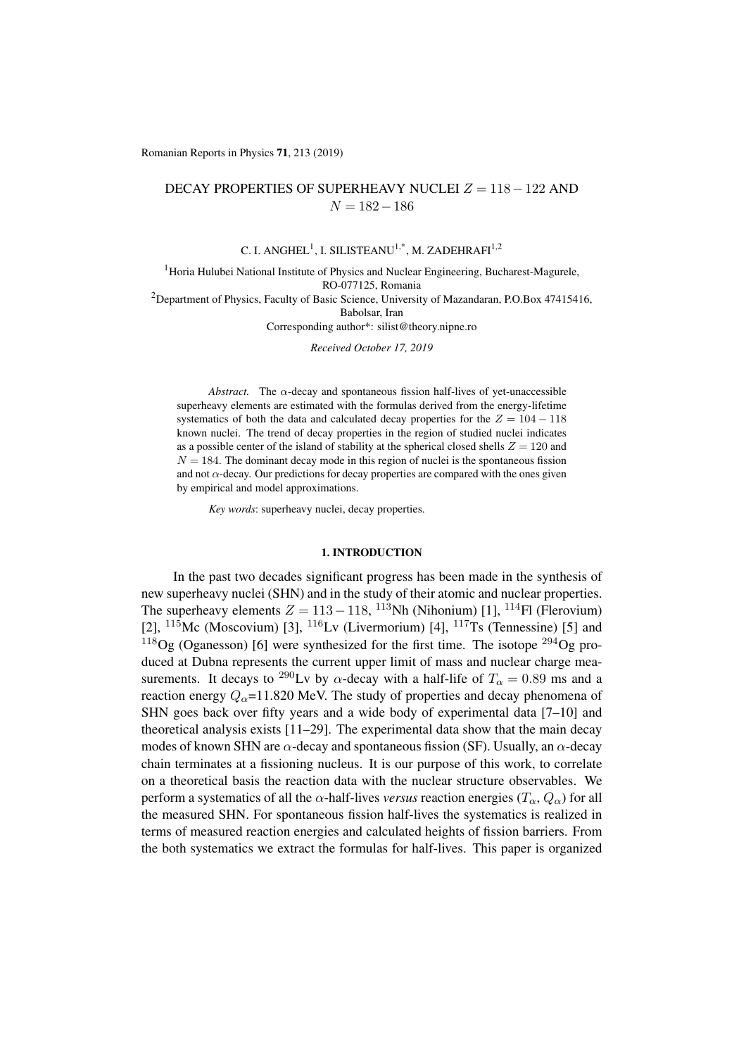# DECAY PROPERTIES OF SUPERHEAVY NUCLEI $Z = 118 - 122$ AND $N = 182 - 186$

C. I. ANGHEL[1], I. SILISTEANU[1,*], M. ZADEHRAFI[1,2]

[1]Horia Hulubei National Institute of Physics and Nuclear Engineering, Bucharest-Magurele, RO-077125, Romania

[2]Department of Physics, Faculty of Basic Science, University of Mazandaran, P.O.Box 47415416, Babolsar, Iran

Corresponding author*: silist@theory.nipne.ro

*Received October 17, 2019*

*Abstract.* The $\alpha$-decay and spontaneous fission half-lives of yet-unaccessible superheavy elements are estimated with the formulas derived from the energy-lifetime systematics of both the data and calculated decay properties for the $Z = 104 - 118$ known nuclei. The trend of decay properties in the region of studied nuclei indicates as a possible center of the island of stability at the spherical closed shells $Z = 120$ and $N = 184$. The dominant decay mode in this region of nuclei is the spontaneous fission and not $\alpha$-decay. Our predictions for decay properties are compared with the ones given by empirical and model approximations.

*Key words*: superheavy nuclei, decay properties.

## 1. INTRODUCTION

In the past two decades significant progress has been made in the synthesis of new superheavy nuclei (SHN) and in the study of their atomic and nuclear properties. The superheavy elements $Z = 113 - 118$, $^{113}$Nh (Nihonium) [1], $^{114}$Fl (Flerovium) [2], $^{115}$Mc (Moscovium) [3], $^{116}$Lv (Livermorium) [4], $^{117}$Ts (Tennessine) [5] and $^{118}$Og (Oganesson) [6] were synthesized for the first time. The isotope $^{294}$Og produced at Dubna represents the current upper limit of mass and nuclear charge measurements. It decays to $^{290}$Lv by $\alpha$-decay with a half-life of $T_\alpha = 0.89$ ms and a reaction energy $Q_\alpha$=11.820 MeV. The study of properties and decay phenomena of SHN goes back over fifty years and a wide body of experimental data [7–10] and theoretical analysis exists [11–29]. The experimental data show that the main decay modes of known SHN are $\alpha$-decay and spontaneous fission (SF). Usually, an $\alpha$-decay chain terminates at a fissioning nucleus. It is our purpose of this work, to correlate on a theoretical basis the reaction data with the nuclear structure observables. We perform a systematics of all the $\alpha$-half-lives *versus* reaction energies ($T_\alpha$, $Q_\alpha$) for all the measured SHN. For spontaneous fission half-lives the systematics is realized in terms of measured reaction energies and calculated heights of fission barriers. From the both systematics we extract the formulas for half-lives. This paper is organized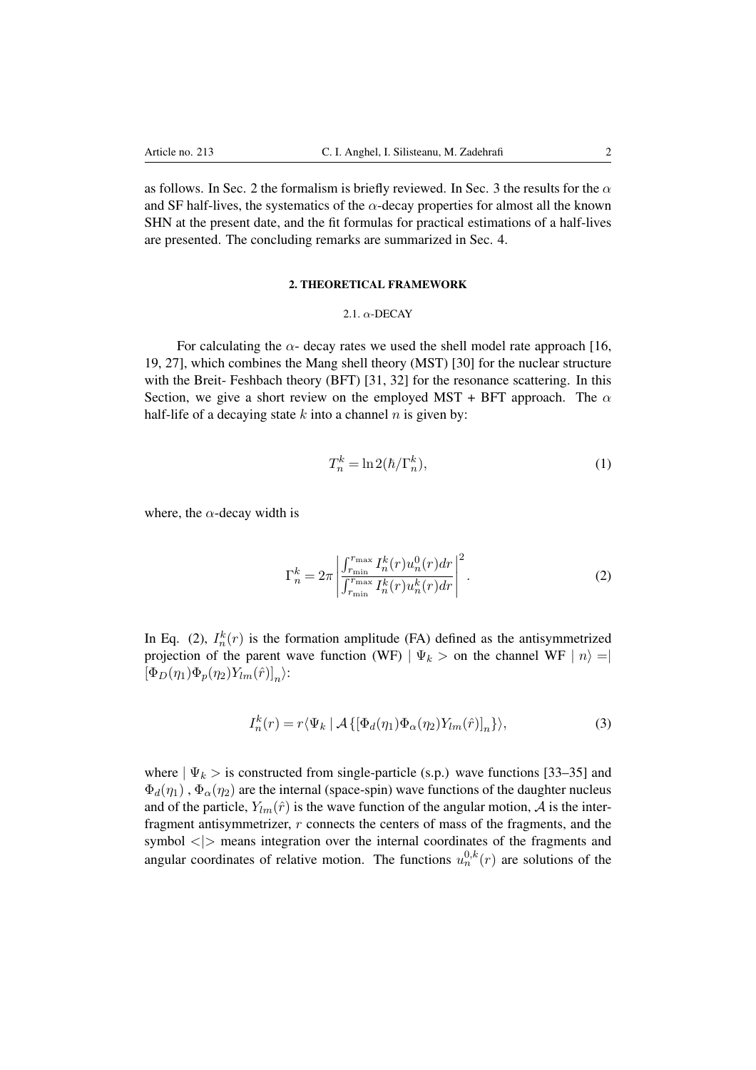as follows. In Sec. 2 the formalism is briefly reviewed. In Sec. 3 the results for the $\alpha$ and SF half-lives, the systematics of the $\alpha$-decay properties for almost all the known SHN at the present date, and the fit formulas for practical estimations of a half-lives are presented. The concluding remarks are summarized in Sec. 4.

## 2. THEORETICAL FRAMEWORK

### 2.1. $\alpha$-DECAY

For calculating the $\alpha$- decay rates we used the shell model rate approach [16, 19, 27], which combines the Mang shell theory (MST) [30] for the nuclear structure with the Breit- Feshbach theory (BFT) [31, 32] for the resonance scattering. In this Section, we give a short review on the employed MST + BFT approach. The $\alpha$ half-life of a decaying state $k$ into a channel $n$ is given by:

$$T_n^k = \ln 2(\hbar/\Gamma_n^k), \tag{1}$$

where, the $\alpha$-decay width is

$$\Gamma_n^k = 2\pi \left| \frac{\int_{r_{\min}}^{r_{\max}} I_n^k(r) u_n^0(r) dr}{\int_{r_{\min}}^{r_{\max}} I_n^k(r) u_n^k(r) dr} \right|^2 . \tag{2}$$

In Eq. (2), $I_n^k(r)$ is the formation amplitude (FA) defined as the antisymmetrized projection of the parent wave function (WF) $\mid \Psi_k >$ on the channel WF $\mid n\rangle = \mid [\Phi_D(\eta_1)\Phi_p(\eta_2)Y_{lm}(\hat{r})]_n\rangle$:

$$I_n^k(r) = r\langle \Psi_k \mid \mathcal{A}\{[\Phi_d(\eta_1)\Phi_\alpha(\eta_2)Y_{lm}(\hat{r})]_n\}\rangle, \tag{3}$$

where $\mid \Psi_k >$ is constructed from single-particle (s.p.) wave functions [33–35] and $\Phi_d(\eta_1)$ , $\Phi_\alpha(\eta_2)$ are the internal (space-spin) wave functions of the daughter nucleus and of the particle, $Y_{lm}(\hat{r})$ is the wave function of the angular motion, $\mathcal{A}$ is the inter-fragment antisymmetrizer, $r$ connects the centers of mass of the fragments, and the symbol $<|>$ means integration over the internal coordinates of the fragments and angular coordinates of relative motion. The functions $u_n^{0,k}(r)$ are solutions of the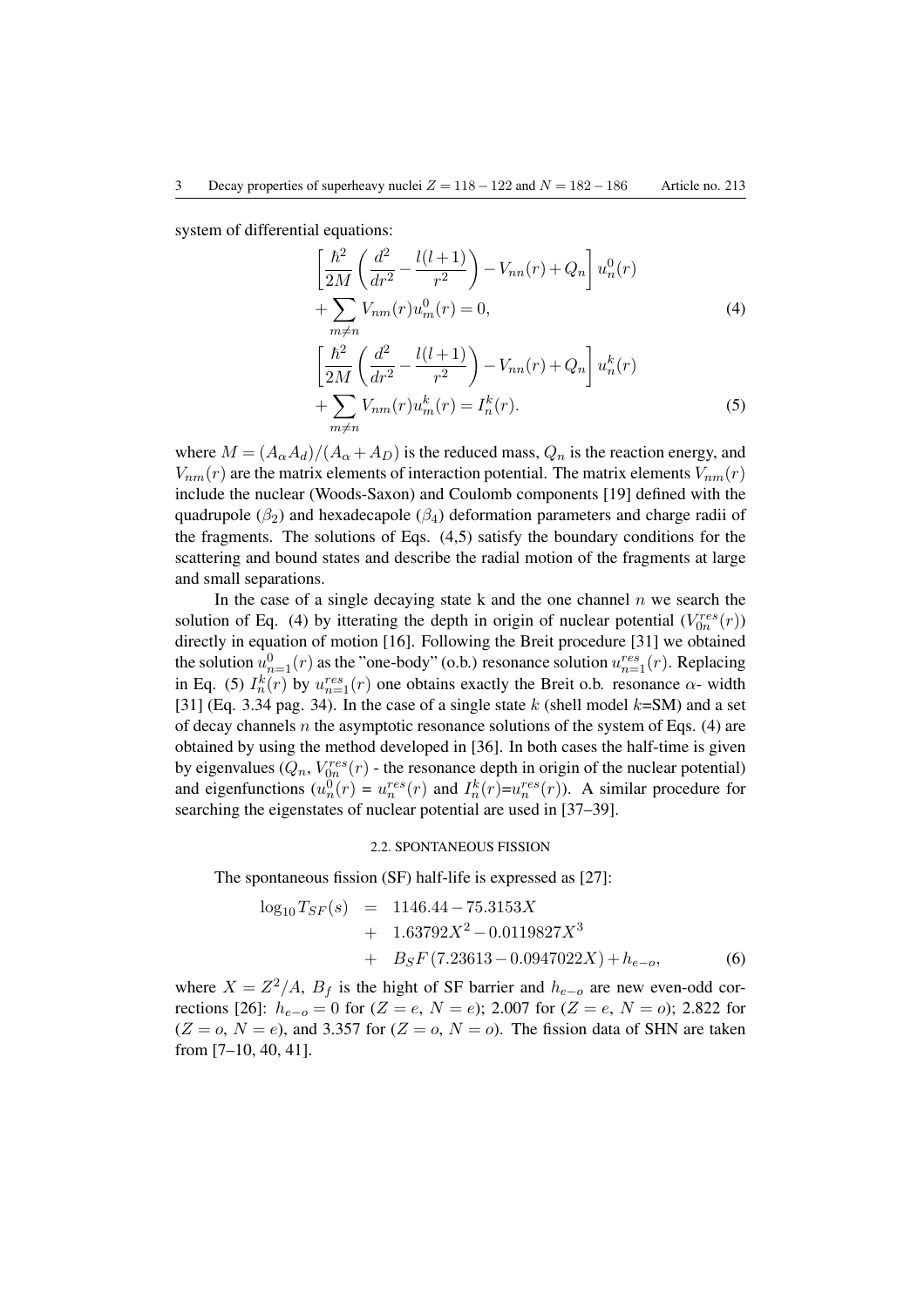system of differential equations:

$$\left[\frac{\hbar^2}{2M}\left(\frac{d^2}{dr^2}-\frac{l(l+1)}{r^2}\right)-V_{nn}(r)+Q_n\right]u_n^0(r)$$
$$+\sum_{m\neq n}V_{nm}(r)u_m^0(r)=0, \tag{4}$$
$$\left[\frac{\hbar^2}{2M}\left(\frac{d^2}{dr^2}-\frac{l(l+1)}{r^2}\right)-V_{nn}(r)+Q_n\right]u_n^k(r)$$
$$+\sum_{m\neq n}V_{nm}(r)u_m^k(r)=I_n^k(r). \tag{5}$$

where $M=(A_\alpha A_d)/(A_\alpha+A_D)$ is the reduced mass, $Q_n$ is the reaction energy, and $V_{nm}(r)$ are the matrix elements of interaction potential. The matrix elements $V_{nm}(r)$ include the nuclear (Woods-Saxon) and Coulomb components [19] defined with the quadrupole ($\beta_2$) and hexadecapole ($\beta_4$) deformation parameters and charge radii of the fragments. The solutions of Eqs. (4,5) satisfy the boundary conditions for the scattering and bound states and describe the radial motion of the fragments at large and small separations.

In the case of a single decaying state k and the one channel $n$ we search the solution of Eq. (4) by itterating the depth in origin of nuclear potential ($V_{0n}^{res}(r)$) directly in equation of motion [16]. Following the Breit procedure [31] we obtained the solution $u_{n=1}^0(r)$ as the "one-body" (o.b.) resonance solution $u_{n=1}^{res}(r)$. Replacing in Eq. (5) $I_n^k(r)$ by $u_{n=1}^{res}(r)$ one obtains exactly the Breit o.b. resonance $\alpha$- width [31] (Eq. 3.34 pag. 34). In the case of a single state $k$ (shell model $k$=SM) and a set of decay channels $n$ the asymptotic resonance solutions of the system of Eqs. (4) are obtained by using the method developed in [36]. In both cases the half-time is given by eigenvalues ($Q_n$, $V_{0n}^{res}(r)$ - the resonance depth in origin of the nuclear potential) and eigenfunctions ($u_n^0(r)$ = $u_n^{res}(r)$ and $I_n^k(r)$=$u_n^{res}(r)$). A similar procedure for searching the eigenstates of nuclear potential are used in [37–39].

### 2.2. SPONTANEOUS FISSION

The spontaneous fission (SF) half-life is expressed as [27]:

$$\begin{aligned}\log_{10}T_{SF}(s) &= 1146.44-75.3153X\\ &+ 1.63792X^2-0.0119827X^3\\ &+ B_SF\,(7.23613-0.0947022X)+h_{e-o},\end{aligned} \tag{6}$$

where $X=Z^2/A$, $B_f$ is the hight of SF barrier and $h_{e-o}$ are new even-odd corrections [26]: $h_{e-o}=0$ for ($Z=e$, $N=e$); 2.007 for ($Z=e$, $N=o$); 2.822 for ($Z=o$, $N=e$), and 3.357 for ($Z=o$, $N=o$). The fission data of SHN are taken from [7–10, 40, 41].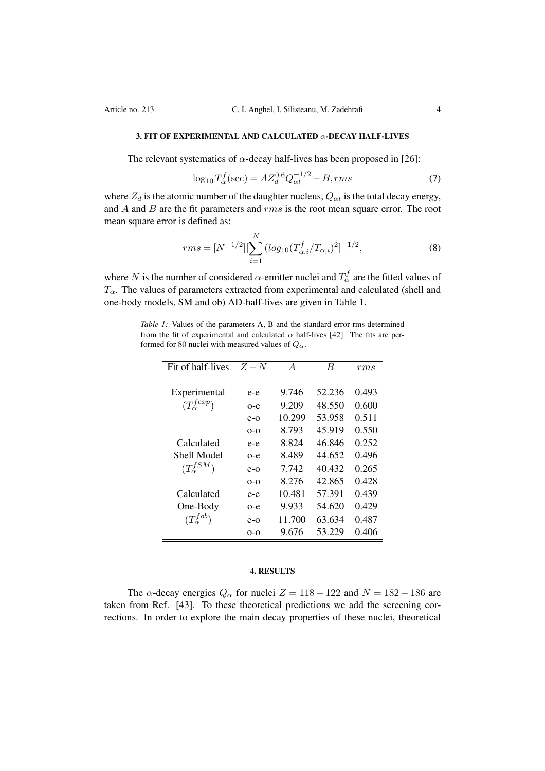### 3. FIT OF EXPERIMENTAL AND CALCULATED $\alpha$-DECAY HALF-LIVES

The relevant systematics of $\alpha$-decay half-lives has been proposed in [26]:

$$\log_{10} T_{\alpha}^{f}(\mathrm{sec}) = A Z_d^{0.6} Q_{\alpha t}^{-1/2} - B, rms \tag{7}$$

where $Z_d$ is the atomic number of the daughter nucleus, $Q_{\alpha t}$ is the total decay energy, and $A$ and $B$ are the fit parameters and $rms$ is the root mean square error. The root mean square error is defined as:

$$rms = [N^{-1/2}][\sum_{i=1}^{N} (log_{10}(T_{\alpha,i}^{f}/T_{\alpha,i})^2]^{-1/2}, \tag{8}$$

where $N$ is the number of considered $\alpha$-emitter nuclei and $T_{\alpha}^{f}$ are the fitted values of $T_{\alpha}$. The values of parameters extracted from experimental and calculated (shell and one-body models, SM and ob) AD-half-lives are given in Table 1.

*Table 1:* Values of the parameters A, B and the standard error rms determined from the fit of experimental and calculated $\alpha$ half-lives [42]. The fits are performed for 80 nuclei with measured values of $Q_{\alpha}$.

| Fit of half-lives | $Z-N$ | $A$ | $B$ | $rms$ |
|---|---|---|---|---|
| Experimental | e-e | 9.746 | 52.236 | 0.493 |
| $(T_{\alpha}^{fexp})$ | o-e | 9.209 | 48.550 | 0.600 |
| | e-o | 10.299 | 53.958 | 0.511 |
| | o-o | 8.793 | 45.919 | 0.550 |
| Calculated | e-e | 8.824 | 46.846 | 0.252 |
| Shell Model | o-e | 8.489 | 44.652 | 0.496 |
| $(T_{\alpha}^{fSM})$ | e-o | 7.742 | 40.432 | 0.265 |
| | o-o | 8.276 | 42.865 | 0.428 |
| Calculated | e-e | 10.481 | 57.391 | 0.439 |
| One-Body | o-e | 9.933 | 54.620 | 0.429 |
| $(T_{\alpha}^{fob})$ | e-o | 11.700 | 63.634 | 0.487 |
| | o-o | 9.676 | 53.229 | 0.406 |

### 4. RESULTS

The $\alpha$-decay energies $Q_{\alpha}$ for nuclei $Z = 118-122$ and $N = 182-186$ are taken from Ref. [43]. To these theoretical predictions we add the screening corrections. In order to explore the main decay properties of these nuclei, theoretical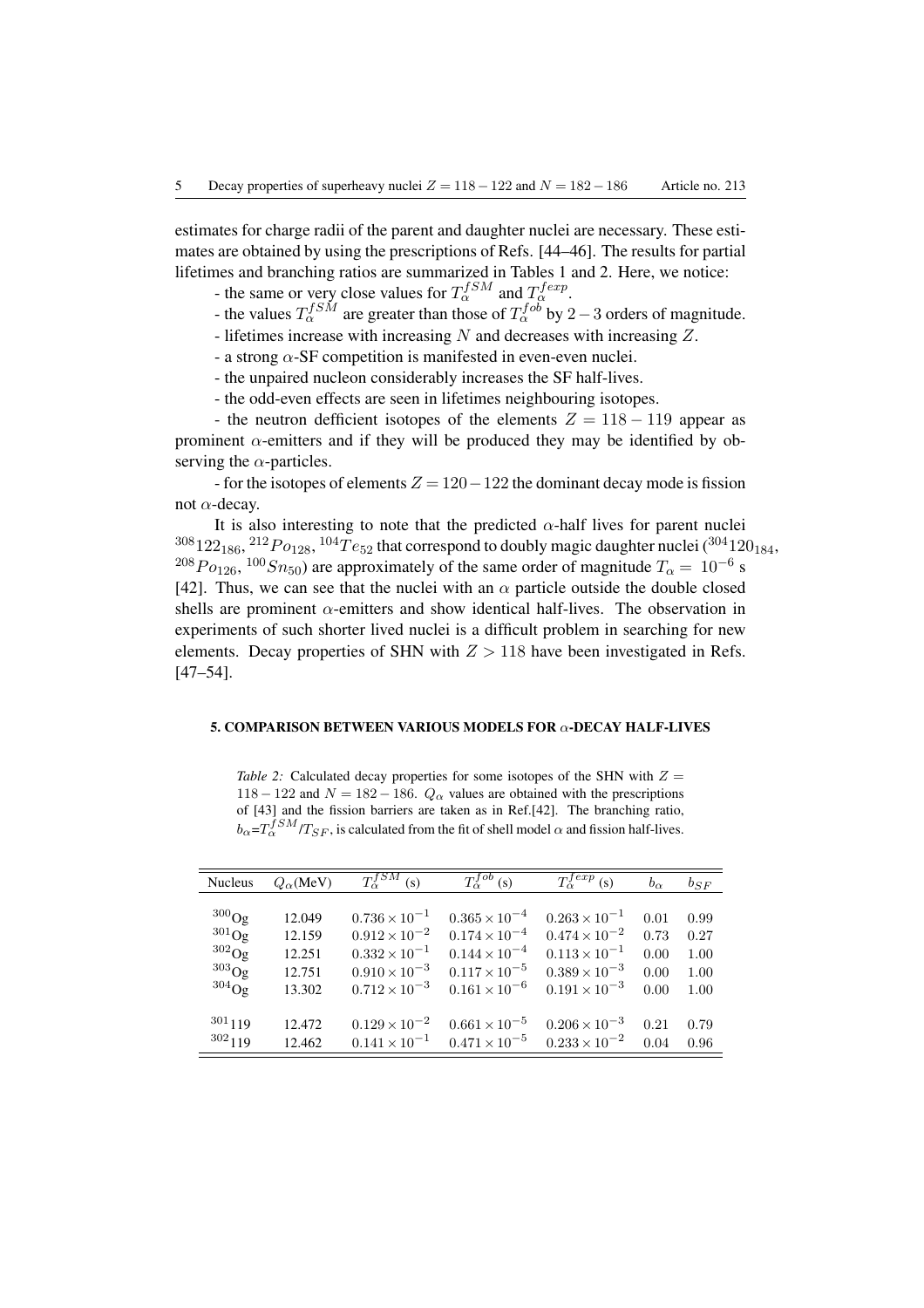estimates for charge radii of the parent and daughter nuclei are necessary. These estimates are obtained by using the prescriptions of Refs. [44–46]. The results for partial lifetimes and branching ratios are summarized in Tables 1 and 2. Here, we notice:

- the same or very close values for $T_\alpha^{fSM}$ and $T_\alpha^{fexp}$.
- the values $T_\alpha^{fSM}$ are greater than those of $T_\alpha^{fob}$ by $2-3$ orders of magnitude.
- lifetimes increase with increasing $N$ and decreases with increasing $Z$.
- a strong $\alpha$-SF competition is manifested in even-even nuclei.
- the unpaired nucleon considerably increases the SF half-lives.
- the odd-even effects are seen in lifetimes neighbouring isotopes.
- the neutron defficient isotopes of the elements $Z = 118 - 119$ appear as prominent $\alpha$-emitters and if they will be produced they may be identified by observing the $\alpha$-particles.
- for the isotopes of elements $Z = 120-122$ the dominant decay mode is fission not $\alpha$-decay.

It is also interesting to note that the predicted $\alpha$-half lives for parent nuclei $^{308}122_{186}$, $^{212}Po_{128}$, $^{104}Te_{52}$ that correspond to doubly magic daughter nuclei ($^{304}120_{184}$, $^{208}Po_{126}$, $^{100}Sn_{50}$) are approximately of the same order of magnitude $T_\alpha = 10^{-6}$ s [42]. Thus, we can see that the nuclei with an $\alpha$ particle outside the double closed shells are prominent $\alpha$-emitters and show identical half-lives. The observation in experiments of such shorter lived nuclei is a difficult problem in searching for new elements. Decay properties of SHN with $Z > 118$ have been investigated in Refs. [47–54].

## 5. COMPARISON BETWEEN VARIOUS MODELS FOR $\alpha$-DECAY HALF-LIVES

*Table 2:* Calculated decay properties for some isotopes of the SHN with $Z = 118-122$ and $N = 182-186$. $Q_\alpha$ values are obtained with the prescriptions of [43] and the fission barriers are taken as in Ref.[42]. The branching ratio, $b_\alpha$=$T_\alpha^{fSM}$/$T_{SF}$, is calculated from the fit of shell model $\alpha$ and fission half-lives.

| Nucleus | $Q_\alpha$(MeV) | $T_\alpha^{fSM}$ (s) | $T_\alpha^{fob}$ (s) | $T_\alpha^{fexp}$ (s) | $b_\alpha$ | $b_{SF}$ |
|---|---|---|---|---|---|---|
| $^{300}$Og | 12.049 | $0.736\times10^{-1}$ | $0.365\times10^{-4}$ | $0.263\times10^{-1}$ | 0.01 | 0.99 |
| $^{301}$Og | 12.159 | $0.912\times10^{-2}$ | $0.174\times10^{-4}$ | $0.474\times10^{-2}$ | 0.73 | 0.27 |
| $^{302}$Og | 12.251 | $0.332\times10^{-1}$ | $0.144\times10^{-4}$ | $0.113\times10^{-1}$ | 0.00 | 1.00 |
| $^{303}$Og | 12.751 | $0.910\times10^{-3}$ | $0.117\times10^{-5}$ | $0.389\times10^{-3}$ | 0.00 | 1.00 |
| $^{304}$Og | 13.302 | $0.712\times10^{-3}$ | $0.161\times10^{-6}$ | $0.191\times10^{-3}$ | 0.00 | 1.00 |
| $^{301}$119 | 12.472 | $0.129\times10^{-2}$ | $0.661\times10^{-5}$ | $0.206\times10^{-3}$ | 0.21 | 0.79 |
| $^{302}$119 | 12.462 | $0.141\times10^{-1}$ | $0.471\times10^{-5}$ | $0.233\times10^{-2}$ | 0.04 | 0.96 |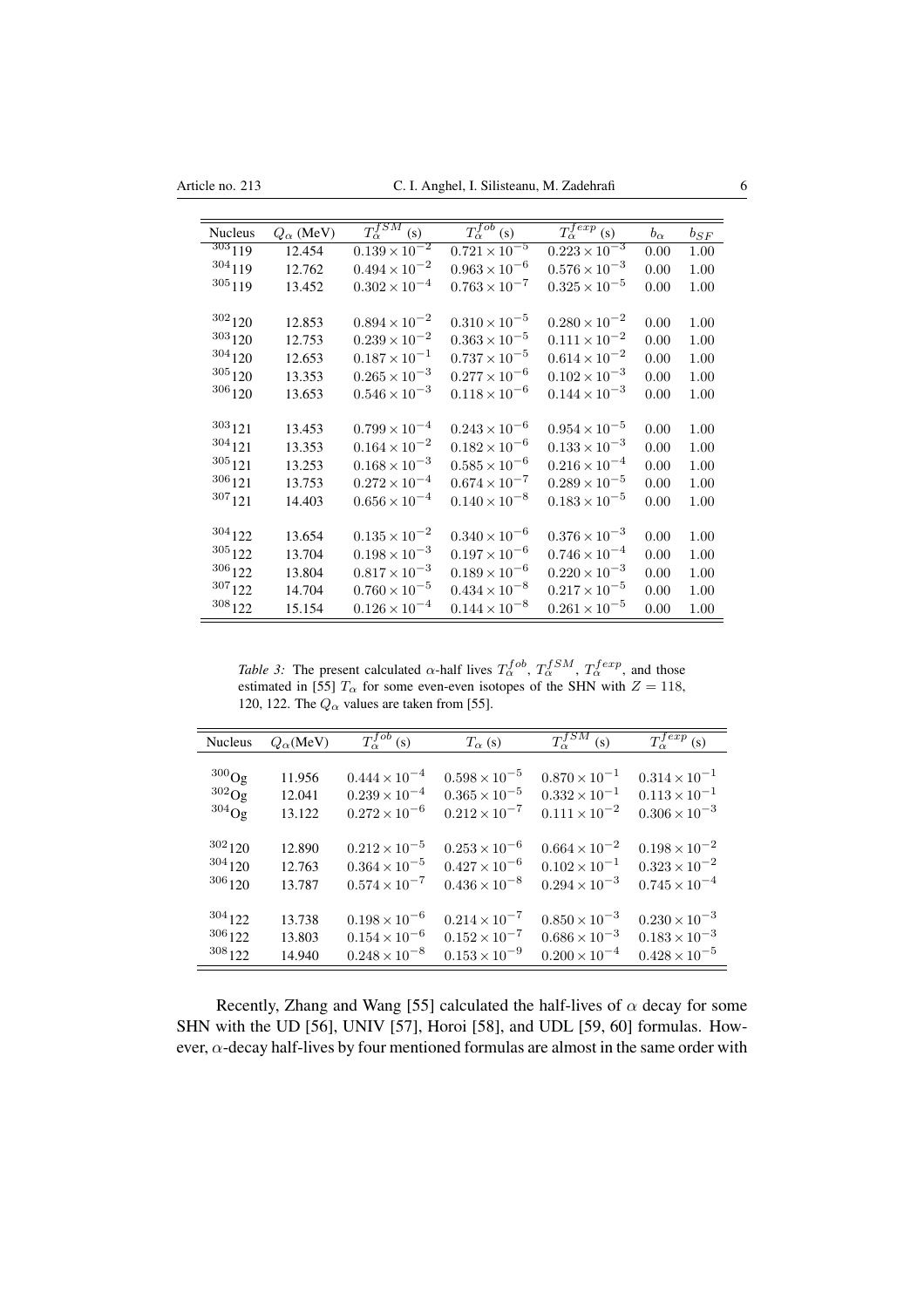| Nucleus | $Q_\alpha$ (MeV) | $T_\alpha^{fSM}$ (s) | $T_\alpha^{fob}$ (s) | $T_\alpha^{fexp}$ (s) | $b_\alpha$ | $b_{SF}$ |
|---|---|---|---|---|---|---|
| $^{303}$119 | 12.454 | $0.139\times10^{-2}$ | $0.721\times10^{-5}$ | $0.223\times10^{-3}$ | 0.00 | 1.00 |
| $^{304}$119 | 12.762 | $0.494\times10^{-2}$ | $0.963\times10^{-6}$ | $0.576\times10^{-3}$ | 0.00 | 1.00 |
| $^{305}$119 | 13.452 | $0.302\times10^{-4}$ | $0.763\times10^{-7}$ | $0.325\times10^{-5}$ | 0.00 | 1.00 |
| $^{302}$120 | 12.853 | $0.894\times10^{-2}$ | $0.310\times10^{-5}$ | $0.280\times10^{-2}$ | 0.00 | 1.00 |
| $^{303}$120 | 12.753 | $0.239\times10^{-2}$ | $0.363\times10^{-5}$ | $0.111\times10^{-2}$ | 0.00 | 1.00 |
| $^{304}$120 | 12.653 | $0.187\times10^{-1}$ | $0.737\times10^{-5}$ | $0.614\times10^{-2}$ | 0.00 | 1.00 |
| $^{305}$120 | 13.353 | $0.265\times10^{-3}$ | $0.277\times10^{-6}$ | $0.102\times10^{-3}$ | 0.00 | 1.00 |
| $^{306}$120 | 13.653 | $0.546\times10^{-3}$ | $0.118\times10^{-6}$ | $0.144\times10^{-3}$ | 0.00 | 1.00 |
| $^{303}$121 | 13.453 | $0.799\times10^{-4}$ | $0.243\times10^{-6}$ | $0.954\times10^{-5}$ | 0.00 | 1.00 |
| $^{304}$121 | 13.353 | $0.164\times10^{-2}$ | $0.182\times10^{-6}$ | $0.133\times10^{-3}$ | 0.00 | 1.00 |
| $^{305}$121 | 13.253 | $0.168\times10^{-3}$ | $0.585\times10^{-6}$ | $0.216\times10^{-4}$ | 0.00 | 1.00 |
| $^{306}$121 | 13.753 | $0.272\times10^{-4}$ | $0.674\times10^{-7}$ | $0.289\times10^{-5}$ | 0.00 | 1.00 |
| $^{307}$121 | 14.403 | $0.656\times10^{-4}$ | $0.140\times10^{-8}$ | $0.183\times10^{-5}$ | 0.00 | 1.00 |
| $^{304}$122 | 13.654 | $0.135\times10^{-2}$ | $0.340\times10^{-6}$ | $0.376\times10^{-3}$ | 0.00 | 1.00 |
| $^{305}$122 | 13.704 | $0.198\times10^{-3}$ | $0.197\times10^{-6}$ | $0.746\times10^{-4}$ | 0.00 | 1.00 |
| $^{306}$122 | 13.804 | $0.817\times10^{-3}$ | $0.189\times10^{-6}$ | $0.220\times10^{-3}$ | 0.00 | 1.00 |
| $^{307}$122 | 14.704 | $0.760\times10^{-5}$ | $0.434\times10^{-8}$ | $0.217\times10^{-5}$ | 0.00 | 1.00 |
| $^{308}$122 | 15.154 | $0.126\times10^{-4}$ | $0.144\times10^{-8}$ | $0.261\times10^{-5}$ | 0.00 | 1.00 |

*Table 3:* The present calculated $\alpha$-half lives $T_\alpha^{fob}$, $T_\alpha^{fSM}$, $T_\alpha^{fexp}$, and those estimated in [55] $T_\alpha$ for some even-even isotopes of the SHN with $Z = 118$, 120, 122. The $Q_\alpha$ values are taken from [55].

| Nucleus | $Q_\alpha$(MeV) | $T_\alpha^{fob}$ (s) | $T_\alpha$ (s) | $T_\alpha^{fSM}$ (s) | $T_\alpha^{fexp}$ (s) |
|---|---|---|---|---|---|
| $^{300}$Og | 11.956 | $0.444\times10^{-4}$ | $0.598\times10^{-5}$ | $0.870\times10^{-1}$ | $0.314\times10^{-1}$ |
| $^{302}$Og | 12.041 | $0.239\times10^{-4}$ | $0.365\times10^{-5}$ | $0.332\times10^{-1}$ | $0.113\times10^{-1}$ |
| $^{304}$Og | 13.122 | $0.272\times10^{-6}$ | $0.212\times10^{-7}$ | $0.111\times10^{-2}$ | $0.306\times10^{-3}$ |
| $^{302}$120 | 12.890 | $0.212\times10^{-5}$ | $0.253\times10^{-6}$ | $0.664\times10^{-2}$ | $0.198\times10^{-2}$ |
| $^{304}$120 | 12.763 | $0.364\times10^{-5}$ | $0.427\times10^{-6}$ | $0.102\times10^{-1}$ | $0.323\times10^{-2}$ |
| $^{306}$120 | 13.787 | $0.574\times10^{-7}$ | $0.436\times10^{-8}$ | $0.294\times10^{-3}$ | $0.745\times10^{-4}$ |
| $^{304}$122 | 13.738 | $0.198\times10^{-6}$ | $0.214\times10^{-7}$ | $0.850\times10^{-3}$ | $0.230\times10^{-3}$ |
| $^{306}$122 | 13.803 | $0.154\times10^{-6}$ | $0.152\times10^{-7}$ | $0.686\times10^{-3}$ | $0.183\times10^{-3}$ |
| $^{308}$122 | 14.940 | $0.248\times10^{-8}$ | $0.153\times10^{-9}$ | $0.200\times10^{-4}$ | $0.428\times10^{-5}$ |

Recently, Zhang and Wang [55] calculated the half-lives of $\alpha$ decay for some SHN with the UD [56], UNIV [57], Horoi [58], and UDL [59, 60] formulas. However, $\alpha$-decay half-lives by four mentioned formulas are almost in the same order with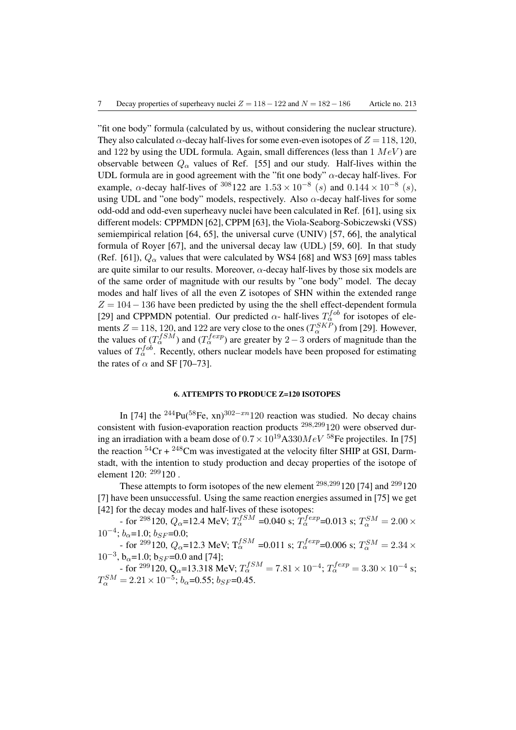"fit one body" formula (calculated by us, without considering the nuclear structure). They also calculated $\alpha$-decay half-lives for some even-even isotopes of $Z = 118, 120$, and 122 by using the UDL formula. Again, small differences (less than 1 $MeV$) are observable between $Q_\alpha$ values of Ref. [55] and our study. Half-lives within the UDL formula are in good agreement with the "fit one body" $\alpha$-decay half-lives. For example, $\alpha$-decay half-lives of $^{308}122$ are $1.53 \times 10^{-8}$ $(s)$ and $0.144 \times 10^{-8}$ $(s)$, using UDL and "one body" models, respectively. Also $\alpha$-decay half-lives for some odd-odd and odd-even superheavy nuclei have been calculated in Ref. [61], using six different models: CPPMDN [62], CPPM [63], the Viola-Seaborg-Sobiczewski (VSS) semiempirical relation [64, 65], the universal curve (UNIV) [57, 66], the analytical formula of Royer [67], and the universal decay law (UDL) [59, 60]. In that study (Ref. [61]), $Q_\alpha$ values that were calculated by WS4 [68] and WS3 [69] mass tables are quite similar to our results. Moreover, $\alpha$-decay half-lives by those six models are of the same order of magnitude with our results by "one body" model. The decay modes and half lives of all the even Z isotopes of SHN within the extended range $Z = 104-136$ have been predicted by using the the shell effect-dependent formula [29] and CPPMDN potential. Our predicted $\alpha$- half-lives $T_\alpha^{fob}$ for isotopes of elements $Z = 118$, 120, and 122 are very close to the ones ($T_\alpha^{SKP}$) from [29]. However, the values of ($T_\alpha^{fSM}$) and ($T_\alpha^{fexp}$) are greater by $2-3$ orders of magnitude than the values of $T_\alpha^{fob}$. Recently, others nuclear models have been proposed for estimating the rates of $\alpha$ and SF [70–73].

## 6. ATTEMPTS TO PRODUCE Z=120 ISOTOPES

In [74] the $^{244}$Pu($^{58}$Fe, xn)$^{302-xn}$120 reaction was studied. No decay chains consistent with fusion-evaporation reaction products $^{298,299}$120 were observed during an irradiation with a beam dose of $0.7 \times 10^{19}$A$330MeV$ $^{58}$Fe projectiles. In [75] the reaction $^{54}$Cr + $^{248}$Cm was investigated at the velocity filter SHIP at GSI, Darmstadt, with the intention to study production and decay properties of the isotope of element 120: $^{299}$120 .

These attempts to form isotopes of the new element $^{298,299}$120 [74] and $^{299}$120 [7] have been unsuccessful. Using the same reaction energies assumed in [75] we get [42] for the decay modes and half-lives of these isotopes:

- for $^{298}$120, $Q_\alpha$=12.4 MeV; $T_\alpha^{fSM}$ =0.040 s; $T_\alpha^{fexp}$=0.013 s; $T_\alpha^{SM} = 2.00 \times 10^{-4}$; $b_\alpha$=1.0; $b_{SF}$=0.0;

- for $^{299}$120, $Q_\alpha$=12.3 MeV; $T_\alpha^{fSM}$ =0.011 s; $T_\alpha^{fexp}$=0.006 s; $T_\alpha^{SM} = 2.34 \times 10^{-3}$, $b_\alpha$=1.0; $b_{SF}$=0.0 and [74];

- for $^{299}$120, $Q_\alpha$=13.318 MeV; $T_\alpha^{fSM} = 7.81 \times 10^{-4}$; $T_\alpha^{fexp} = 3.30 \times 10^{-4}$ s; $T_\alpha^{SM} = 2.21 \times 10^{-5}$; $b_\alpha$=0.55; $b_{SF}$=0.45.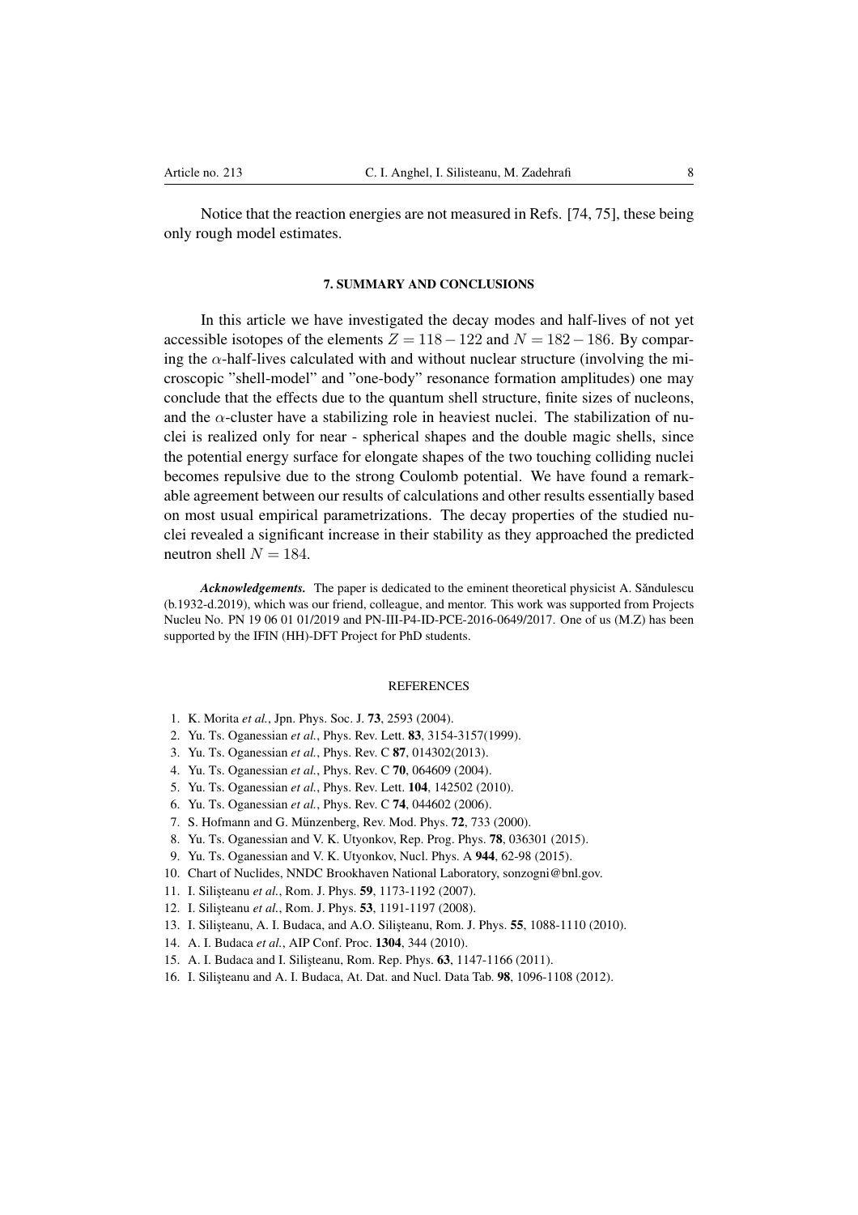Notice that the reaction energies are not measured in Refs. [74, 75], these being only rough model estimates.

## 7. SUMMARY AND CONCLUSIONS

In this article we have investigated the decay modes and half-lives of not yet accessible isotopes of the elements $Z = 118 - 122$ and $N = 182 - 186$. By comparing the $\alpha$-half-lives calculated with and without nuclear structure (involving the microscopic "shell-model" and "one-body" resonance formation amplitudes) one may conclude that the effects due to the quantum shell structure, finite sizes of nucleons, and the $\alpha$-cluster have a stabilizing role in heaviest nuclei. The stabilization of nuclei is realized only for near - spherical shapes and the double magic shells, since the potential energy surface for elongate shapes of the two touching colliding nuclei becomes repulsive due to the strong Coulomb potential. We have found a remarkable agreement between our results of calculations and other results essentially based on most usual empirical parametrizations. The decay properties of the studied nuclei revealed a significant increase in their stability as they approached the predicted neutron shell $N = 184$.

***Acknowledgements.*** The paper is dedicated to the eminent theoretical physicist A. Săndulescu (b.1932-d.2019), which was our friend, colleague, and mentor. This work was supported from Projects Nucleu No. PN 19 06 01 01/2019 and PN-III-P4-ID-PCE-2016-0649/2017. One of us (M.Z) has been supported by the IFIN (HH)-DFT Project for PhD students.

## REFERENCES

1. K. Morita *et al.*, Jpn. Phys. Soc. J. **73**, 2593 (2004).
2. Yu. Ts. Oganessian *et al.*, Phys. Rev. Lett. **83**, 3154-3157(1999).
3. Yu. Ts. Oganessian *et al.*, Phys. Rev. C **87**, 014302(2013).
4. Yu. Ts. Oganessian *et al.*, Phys. Rev. C **70**, 064609 (2004).
5. Yu. Ts. Oganessian *et al.*, Phys. Rev. Lett. **104**, 142502 (2010).
6. Yu. Ts. Oganessian *et al.*, Phys. Rev. C **74**, 044602 (2006).
7. S. Hofmann and G. Münzenberg, Rev. Mod. Phys. **72**, 733 (2000).
8. Yu. Ts. Oganessian and V. K. Utyonkov, Rep. Prog. Phys. **78**, 036301 (2015).
9. Yu. Ts. Oganessian and V. K. Utyonkov, Nucl. Phys. A **944**, 62-98 (2015).
10. Chart of Nuclides, NNDC Brookhaven National Laboratory, sonzogni@bnl.gov.
11. I. Silişteanu *et al.*, Rom. J. Phys. **59**, 1173-1192 (2007).
12. I. Silişteanu *et al.*, Rom. J. Phys. **53**, 1191-1197 (2008).
13. I. Silişteanu, A. I. Budaca, and A.O. Silişteanu, Rom. J. Phys. **55**, 1088-1110 (2010).
14. A. I. Budaca *et al.*, AIP Conf. Proc. **1304**, 344 (2010).
15. A. I. Budaca and I. Silişteanu, Rom. Rep. Phys. **63**, 1147-1166 (2011).
16. I. Silişteanu and A. I. Budaca, At. Dat. and Nucl. Data Tab. **98**, 1096-1108 (2012).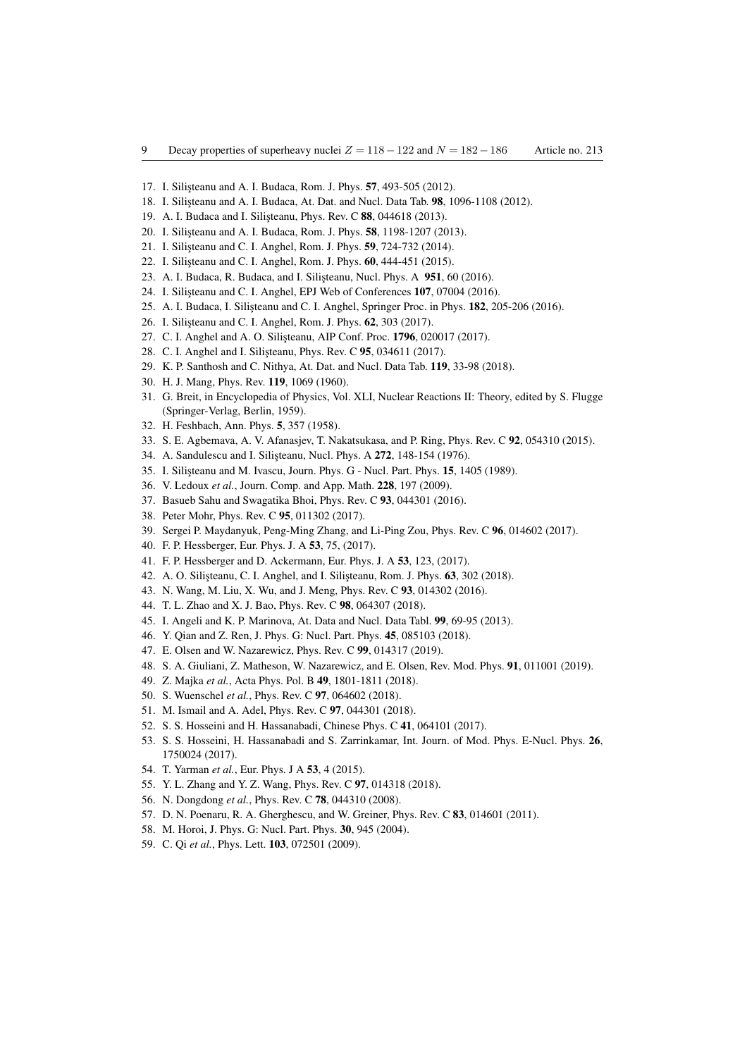17. I. Silişteanu and A. I. Budaca, Rom. J. Phys. **57**, 493-505 (2012).
18. I. Silişteanu and A. I. Budaca, At. Dat. and Nucl. Data Tab. **98**, 1096-1108 (2012).
19. A. I. Budaca and I. Silişteanu, Phys. Rev. C **88**, 044618 (2013).
20. I. Silişteanu and A. I. Budaca, Rom. J. Phys. **58**, 1198-1207 (2013).
21. I. Silişteanu and C. I. Anghel, Rom. J. Phys. **59**, 724-732 (2014).
22. I. Silişteanu and C. I. Anghel, Rom. J. Phys. **60**, 444-451 (2015).
23. A. I. Budaca, R. Budaca, and I. Silişteanu, Nucl. Phys. A **951**, 60 (2016).
24. I. Silişteanu and C. I. Anghel, EPJ Web of Conferences **107**, 07004 (2016).
25. A. I. Budaca, I. Silişteanu and C. I. Anghel, Springer Proc. in Phys. **182**, 205-206 (2016).
26. I. Silişteanu and C. I. Anghel, Rom. J. Phys. **62**, 303 (2017).
27. C. I. Anghel and A. O. Silişteanu, AIP Conf. Proc. **1796**, 020017 (2017).
28. C. I. Anghel and I. Silişteanu, Phys. Rev. C **95**, 034611 (2017).
29. K. P. Santhosh and C. Nithya, At. Dat. and Nucl. Data Tab. **119**, 33-98 (2018).
30. H. J. Mang, Phys. Rev. **119**, 1069 (1960).
31. G. Breit, in Encyclopedia of Physics, Vol. XLI, Nuclear Reactions II: Theory, edited by S. Flugge (Springer-Verlag, Berlin, 1959).
32. H. Feshbach, Ann. Phys. **5**, 357 (1958).
33. S. E. Agbemava, A. V. Afanasjev, T. Nakatsukasa, and P. Ring, Phys. Rev. C **92**, 054310 (2015).
34. A. Sandulescu and I. Silişteanu, Nucl. Phys. A **272**, 148-154 (1976).
35. I. Silişteanu and M. Ivascu, Journ. Phys. G - Nucl. Part. Phys. **15**, 1405 (1989).
36. V. Ledoux *et al.*, Journ. Comp. and App. Math. **228**, 197 (2009).
37. Basueb Sahu and Swagatika Bhoi, Phys. Rev. C **93**, 044301 (2016).
38. Peter Mohr, Phys. Rev. C **95**, 011302 (2017).
39. Sergei P. Maydanyuk, Peng-Ming Zhang, and Li-Ping Zou, Phys. Rev. C **96**, 014602 (2017).
40. F. P. Hessberger, Eur. Phys. J. A **53**, 75, (2017).
41. F. P. Hessberger and D. Ackermann, Eur. Phys. J. A **53**, 123, (2017).
42. A. O. Silişteanu, C. I. Anghel, and I. Silişteanu, Rom. J. Phys. **63**, 302 (2018).
43. N. Wang, M. Liu, X. Wu, and J. Meng, Phys. Rev. C **93**, 014302 (2016).
44. T. L. Zhao and X. J. Bao, Phys. Rev. C **98**, 064307 (2018).
45. I. Angeli and K. P. Marinova, At. Data and Nucl. Data Tabl. **99**, 69-95 (2013).
46. Y. Qian and Z. Ren, J. Phys. G: Nucl. Part. Phys. **45**, 085103 (2018).
47. E. Olsen and W. Nazarewicz, Phys. Rev. C **99**, 014317 (2019).
48. S. A. Giuliani, Z. Matheson, W. Nazarewicz, and E. Olsen, Rev. Mod. Phys. **91**, 011001 (2019).
49. Z. Majka *et al.*, Acta Phys. Pol. B **49**, 1801-1811 (2018).
50. S. Wuenschel *et al.*, Phys. Rev. C **97**, 064602 (2018).
51. M. Ismail and A. Adel, Phys. Rev. C **97**, 044301 (2018).
52. S. S. Hosseini and H. Hassanabadi, Chinese Phys. C **41**, 064101 (2017).
53. S. S. Hosseini, H. Hassanabadi and S. Zarrinkamar, Int. Journ. of Mod. Phys. E-Nucl. Phys. **26**, 1750024 (2017).
54. T. Yarman *et al.*, Eur. Phys. J A **53**, 4 (2015).
55. Y. L. Zhang and Y. Z. Wang, Phys. Rev. C **97**, 014318 (2018).
56. N. Dongdong *et al.*, Phys. Rev. C **78**, 044310 (2008).
57. D. N. Poenaru, R. A. Gherghescu, and W. Greiner, Phys. Rev. C **83**, 014601 (2011).
58. M. Horoi, J. Phys. G: Nucl. Part. Phys. **30**, 945 (2004).
59. C. Qi *et al.*, Phys. Lett. **103**, 072501 (2009).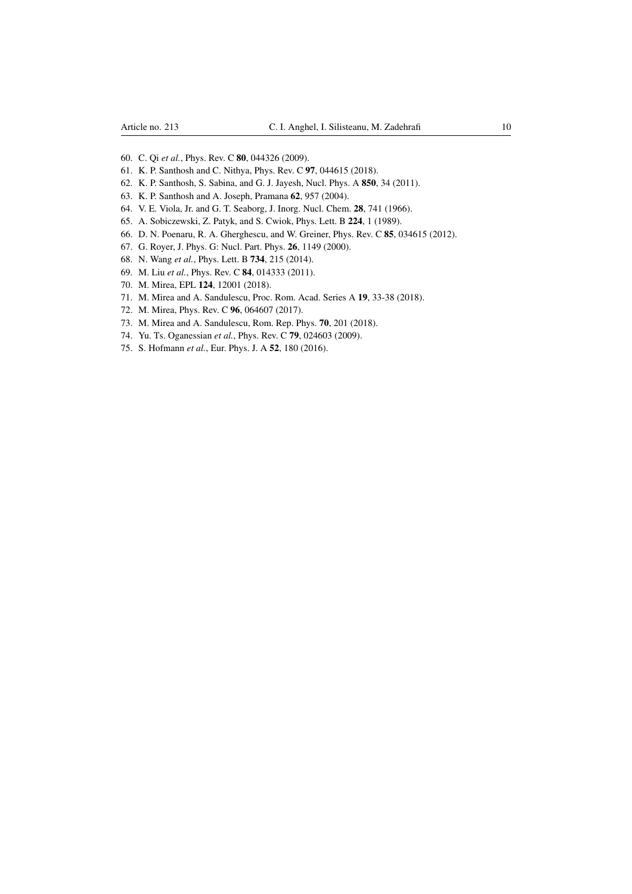60. C. Qi *et al.*, Phys. Rev. C **80**, 044326 (2009).
61. K. P. Santhosh and C. Nithya, Phys. Rev. C **97**, 044615 (2018).
62. K. P. Santhosh, S. Sabina, and G. J. Jayesh, Nucl. Phys. A **850**, 34 (2011).
63. K. P. Santhosh and A. Joseph, Pramana **62**, 957 (2004).
64. V. E. Viola, Jr. and G. T. Seaborg, J. Inorg. Nucl. Chem. **28**, 741 (1966).
65. A. Sobiczewski, Z. Patyk, and S. Cwiok, Phys. Lett. B **224**, 1 (1989).
66. D. N. Poenaru, R. A. Gherghescu, and W. Greiner, Phys. Rev. C **85**, 034615 (2012).
67. G. Royer, J. Phys. G: Nucl. Part. Phys. **26**, 1149 (2000).
68. N. Wang *et al.*, Phys. Lett. B **734**, 215 (2014).
69. M. Liu *et al.*, Phys. Rev. C **84**, 014333 (2011).
70. M. Mirea, EPL **124**, 12001 (2018).
71. M. Mirea and A. Sandulescu, Proc. Rom. Acad. Series A **19**, 33-38 (2018).
72. M. Mirea, Phys. Rev. C **96**, 064607 (2017).
73. M. Mirea and A. Sandulescu, Rom. Rep. Phys. **70**, 201 (2018).
74. Yu. Ts. Oganessian *et al.*, Phys. Rev. C **79**, 024603 (2009).
75. S. Hofmann *et al.*, Eur. Phys. J. A **52**, 180 (2016).